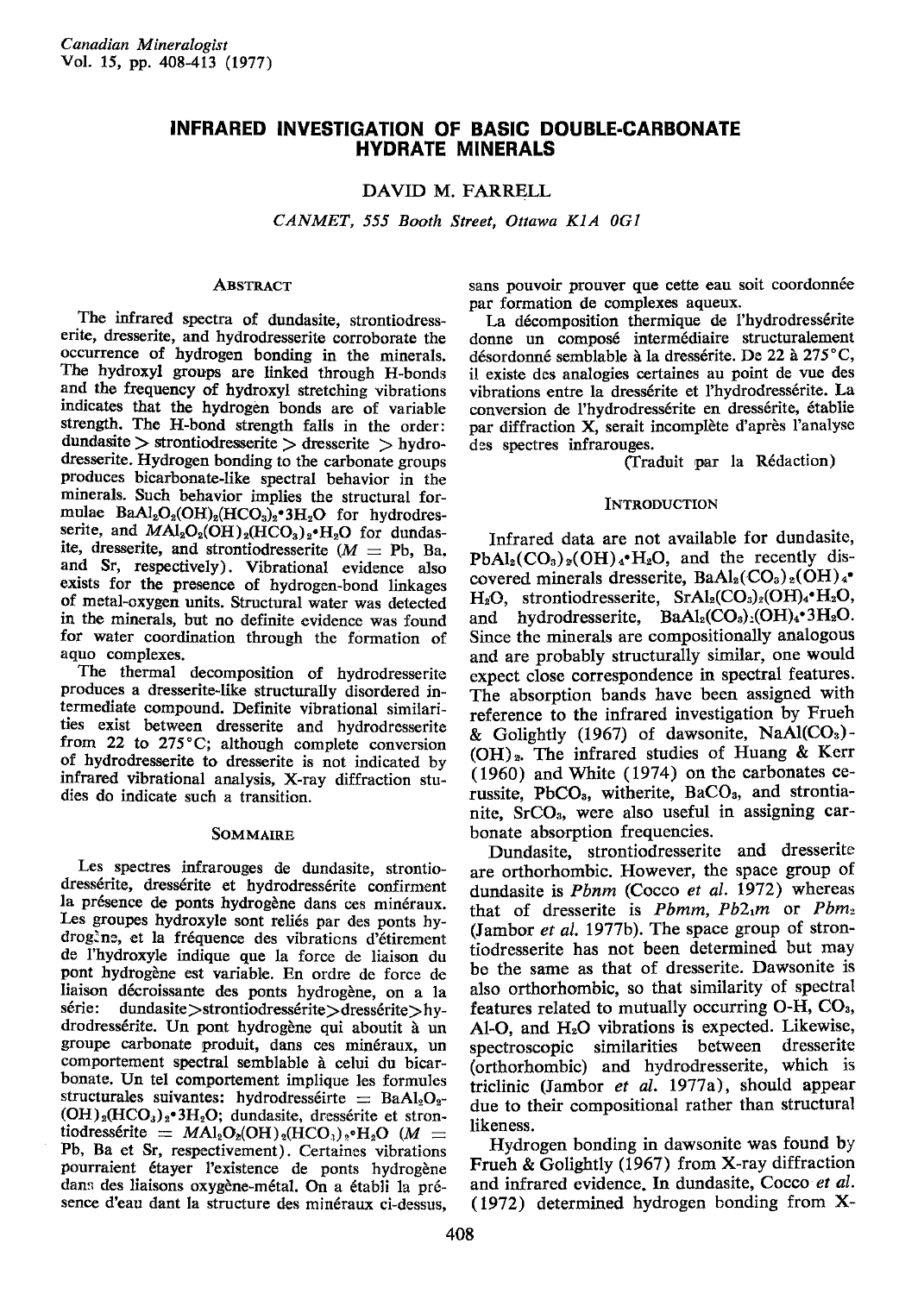# INFRARED INVESTIGATION OF BASIC DOUBLE-CARBONATE HYDRATE MINERALS

DAVID M. FARRELL

*CANMET, 555 Booth Street, Ottawa K1A 0G1*

## ABSTRACT

The infrared spectra of dundasite, strontiodresserite, dresserite, and hydrodresserite corroborate the occurrence of hydrogen bonding in the minerals. The hydroxyl groups are linked through H-bonds and the frequency of hydroxyl stretching vibrations indicates that the hydrogen bonds are of variable strength. The H-bond strength falls in the order: dundasite > strontiodresserite > dresserite > hydrodresserite. Hydrogen bonding to the carbonate groups produces bicarbonate-like spectral behavior in the minerals. Such behavior implies the structural formulae $BaAl_2O_2(OH)_2(HCO_3)_2 \cdot 3H_2O$ for hydrodresserite, and $MAl_2O_2(OH)_2(HCO_3)_2 \cdot H_2O$ for dundasite, dresserite, and strontiodresserite ($M$ = Pb, Ba, and Sr, respectively). Vibrational evidence also exists for the presence of hydrogen-bond linkages of metal-oxygen units. Structural water was detected in the minerals, but no definite evidence was found for water coordination through the formation of aquo complexes.

The thermal decomposition of hydrodresserite produces a dresserite-like structurally disordered intermediate compound. Definite vibrational similarities exist between dresserite and hydrodresserite from 22 to 275°C; although complete conversion of hydrodresserite to dresserite is not indicated by infrared vibrational analysis, X-ray diffraction studies do indicate such a transition.

## SOMMAIRE

Les spectres infrarouges de dundasite, strontiodressérite, dressérite et hydrodressérite confirment la présence de ponts hydrogène dans ces minéraux. Les groupes hydroxyle sont reliés par des ponts hydrogène, et la fréquence des vibrations d'étirement de l'hydroxyle indique que la force de liaison du pont hydrogène est variable. En ordre de force de liaison décroissante des ponts hydrogène, on a la série: dundasite>strontiodressérite>dressérite>hydrodressérite. Un pont hydrogène qui aboutit à un groupe carbonate produit, dans ces minéraux, un comportement spectral semblable à celui du bicarbonate. Un tel comportement implique les formules structurales suivantes: hydrodresséirte = $BaAl_2O_2(OH)_2(HCO_3)_2 \cdot 3H_2O$; dundasite, dressérite et strontiodressérite = $MAl_2O_2(OH)_2(HCO_3)_2 \cdot H_2O$ ($M$ = Pb, Ba et Sr, respectivement). Certaines vibrations pourraient étayer l'existence de ponts hydrogène dans des liaisons oxygène-métal. On a établi la présence d'eau dant la structure des minéraux ci-dessus, sans pouvoir prouver que cette eau soit coordonnée par formation de complexes aqueux.

La décomposition thermique de l'hydrodressérite donne un composé intermédiaire structuralement désordonné semblable à la dressérite. De 22 à 275°C, il existe des analogies certaines au point de vue des vibrations entre la dressérite et l'hydrodressérite. La conversion de l'hydrodressérite en dressérite, établie par diffraction X, serait incomplète d'après l'analyse des spectres infrarouges.

(Traduit par la Rédaction)

## INTRODUCTION

Infrared data are not available for dundasite, $PbAl_2(CO_3)_2(OH)_4 \cdot H_2O$, and the recently discovered minerals dresserite, $BaAl_2(CO_3)_2(OH)_4 \cdot H_2O$, strontiodresserite, $SrAl_2(CO_3)_2(OH)_4 \cdot H_2O$, and hydrodresserite, $BaAl_2(CO_3)_2(OH)_4 \cdot 3H_2O$. Since the minerals are compositionally analogous and are probably structurally similar, one would expect close correspondence in spectral features. The absorption bands have been assigned with reference to the infrared investigation by Frueh & Golightly (1967) of dawsonite, $NaAl(CO_3)(OH)_2$. The infrared studies of Huang & Kerr (1960) and White (1974) on the carbonates cerussite, $PbCO_3$, witherite, $BaCO_3$, and strontianite, $SrCO_3$, were also useful in assigning carbonate absorption frequencies.

Dundasite, strontiodresserite and dresserite are orthorhombic. However, the space group of dundasite is *Pbnm* (Cocco *et al.* 1972) whereas that of dresserite is *Pbmm*, *Pb*$2_1$*m* or *Pbm*$_2$ (Jambor *et al.* 1977b). The space group of strontiodresserite has not been determined but may be the same as that of dresserite. Dawsonite is also orthorhombic, so that similarity of spectral features related to mutually occurring O-H, $CO_3$, Al-O, and $H_2O$ vibrations is expected. Likewise, spectroscopic similarities between dresserite (orthorhombic) and hydrodresserite, which is triclinic (Jambor *et al.* 1977a), should appear due to their compositional rather than structural likeness.

Hydrogen bonding in dawsonite was found by Frueh & Golightly (1967) from X-ray diffraction and infrared evidence. In dundasite, Cocco *et al.* (1972) determined hydrogen bonding from X-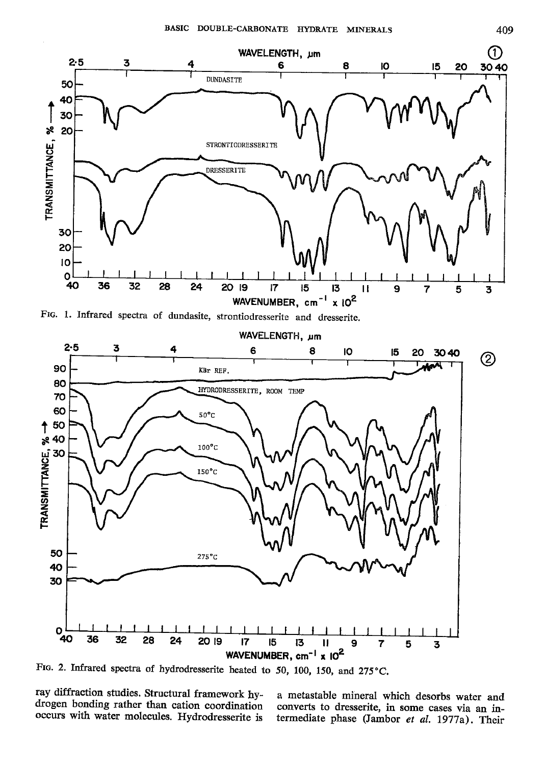FIG. 1. Infrared spectra of dundasite, strontiodresserite and dresserite.

FIG. 2. Infrared spectra of hydrodresserite heated to 50, 100, 150, and 275°C.

ray diffraction studies. Structural framework hydrogen bonding rather than cation coordination occurs with water molecules. Hydrodresserite is a metastable mineral which desorbs water and converts to dresserite, in some cases via an intermediate phase (Jambor *et al.* 1977a). Their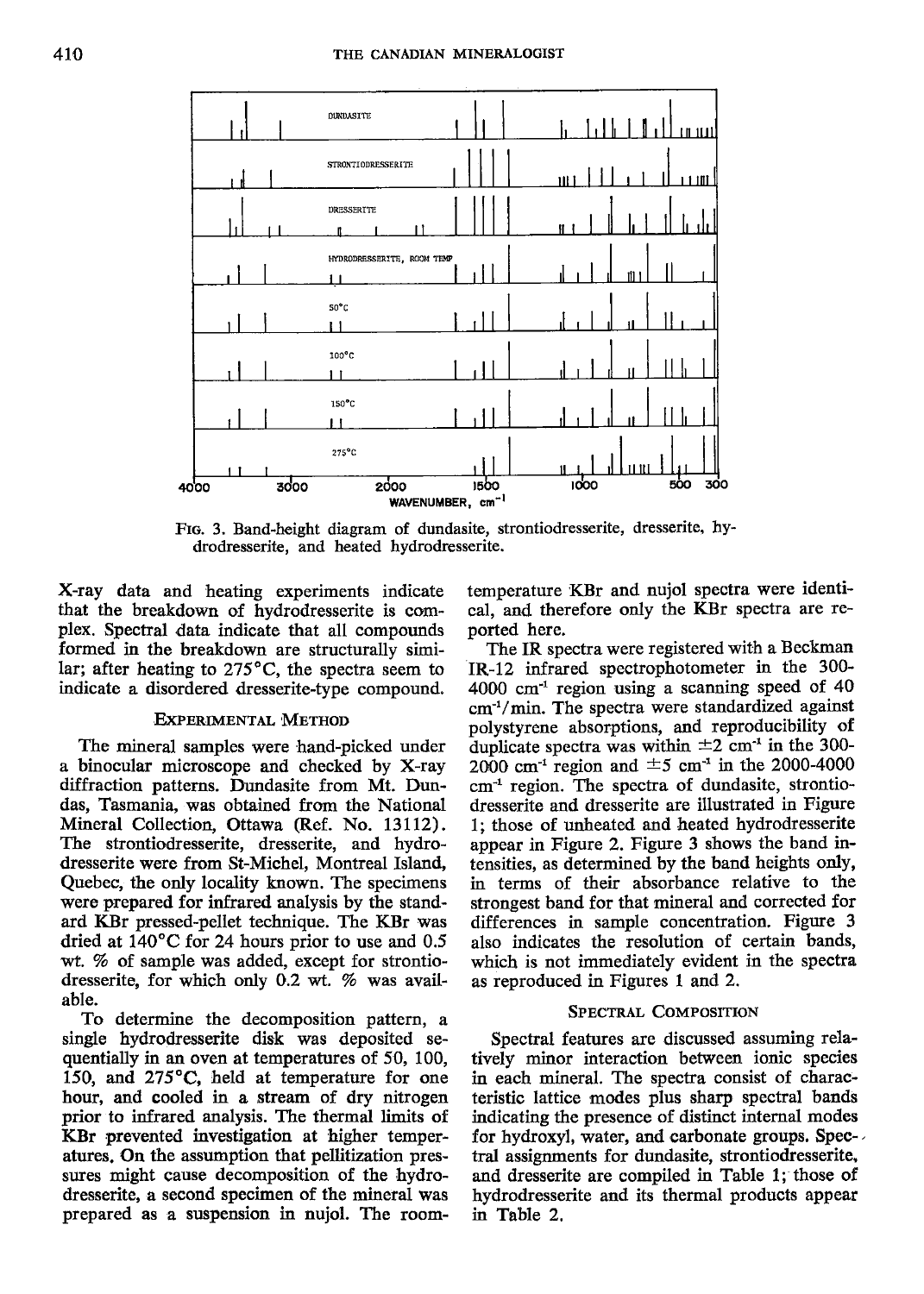FIG. 3. Band-height diagram of dundasite, strontiodresserite, dresserite, hydrodresserite, and heated hydrodresserite.

X-ray data and heating experiments indicate that the breakdown of hydrodresserite is complex. Spectral data indicate that all compounds formed in the breakdown are structurally similar; after heating to 275°C, the spectra seem to indicate a disordered dresserite-type compound.

## EXPERIMENTAL METHOD

The mineral samples were hand-picked under a binocular microscope and checked by X-ray diffraction patterns. Dundasite from Mt. Dundas, Tasmania, was obtained from the National Mineral Collection, Ottawa (Ref. No. 13112). The strontiodresserite, dresserite, and hydrodresserite were from St-Michel, Montreal Island, Quebec, the only locality known. The specimens were prepared for infrared analysis by the standard KBr pressed-pellet technique. The KBr was dried at 140°C for 24 hours prior to use and 0.5 wt. % of sample was added, except for strontiodresserite, for which only 0.2 wt. % was available.

To determine the decomposition pattern, a single hydrodresserite disk was deposited sequentially in an oven at temperatures of 50, 100, 150, and 275°C, held at temperature for one hour, and cooled in a stream of dry nitrogen prior to infrared analysis. The thermal limits of KBr prevented investigation at higher temperatures. On the assumption that pellitization pressures might cause decomposition of the hydrodresserite, a second specimen of the mineral was prepared as a suspension in nujol. The room-temperature KBr and nujol spectra were identical, and therefore only the KBr spectra are reported here.

The IR spectra were registered with a Beckman IR-12 infrared spectrophotometer in the 300-4000 $cm^{-1}$ region using a scanning speed of 40 $cm^{-1}$/min. The spectra were standardized against polystyrene absorptions, and reproducibility of duplicate spectra was within $\pm 2$ $cm^{-1}$ in the 300-2000 $cm^{-1}$ region and $\pm 5$ $cm^{-1}$ in the 2000-4000 $cm^{-1}$ region. The spectra of dundasite, strontiodresserite and dresserite are illustrated in Figure 1; those of unheated and heated hydrodresserite appear in Figure 2. Figure 3 shows the band intensities, as determined by the band heights only, in terms of their absorbance relative to the strongest band for that mineral and corrected for differences in sample concentration. Figure 3 also indicates the resolution of certain bands, which is not immediately evident in the spectra as reproduced in Figures 1 and 2.

## SPECTRAL COMPOSITION

Spectral features are discussed assuming relatively minor interaction between ionic species in each mineral. The spectra consist of characteristic lattice modes plus sharp spectral bands indicating the presence of distinct internal modes for hydroxyl, water, and carbonate groups. Spectral assignments for dundasite, strontiodresserite, and dresserite are compiled in Table 1; those of hydrodresserite and its thermal products appear in Table 2.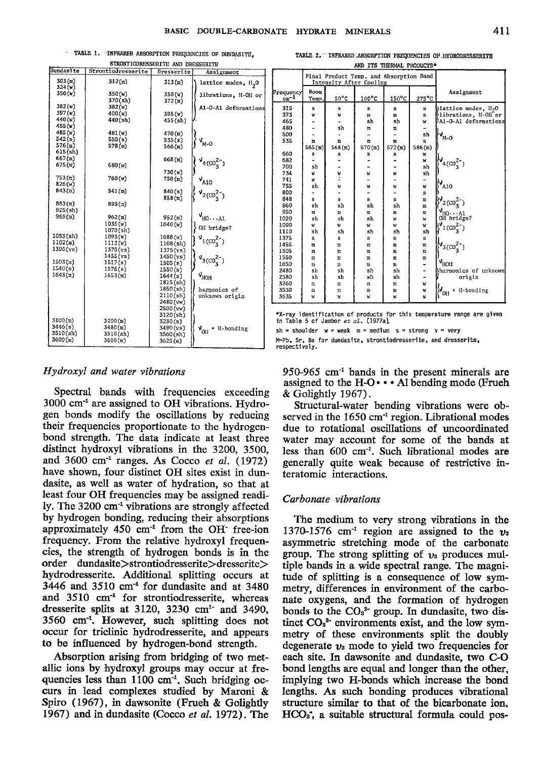TABLE 1. INFRARED ABSORPTION FREQUENCIES OF DUNDASITE, STRONTIODRESSERITE AND DRESSERITE

| Dundasite | Strontiodresserite | Dresserite | Assignment |
|---|---|---|---|
| 303(m) | 312(m) | 313(m) | lattice modes, $H_2O$ |
| 324(w) | | | librations, M-OH or |
| 350(w) | 350(w) | 350(w) | Al-O-Al deformations |
| | 370(sh) | 372(m) | |
| 382(w) | 382(w) | | |
| 397(w) | 400(w) | 395(w) | |
| 440(w) | 440(sh) | 455(sh) | |
| 455(w) | | | |
| 485(w) | 481(w) | 470(m) | $\nu_{M-O}$ |
| 542(s) | 550(s) | 535(s) | |
| 576(m) | 578(m) | 566(m) | |
| 615(sh) | | | |
| 667(m) | | 668(m) | $\nu_4(CO_3^{2-})$ |
| 675(m) | 680(m) | | |
| | | 730(w) | |
| 753(m) | 760(w) | 750(m) | $\nu_{AlO}$ |
| 826(w) | | | |
| 843(m) | 841(m) | 840(s) | $\nu_2(CO_3^{2-})$ |
| | | 858(m) | |
| 883(m) | 893(m) | | |
| 925(sh) | | | |
| 965(m) | 962(m) | 952(m) | $\nu_{HO\cdots Al}$ |
| | 1035(w) | 1040(w) | OH bridge? |
| | 1070(sh) | | |
| 1083(sh) | 1093(w) | 1088(w) | $\nu_1(CO_3^{2-})$ |
| 1102(m) | 1112(w) | 1108(sh) | |
| 1396(vs) | 1370(vs) | 1375(vs) | |
| | 1455(vs) | 1450(vs) | $\nu_3(CO_3^{2-})$ |
| 1503(m) | 1517(s) | 1505(s) | |
| 1540(s) | 1576(s) | 1550(s) | |
| 1643(m) | 1653(m) | 1644(s) | $\nu_{HOH}$ |
| | | 1815(sh) | |
| | | 1850(sh) | harmonics of |
| | | 2110(sh) | unknown origin |
| | | 2480(vw) | |
| | | 2500(vw) | |
| | | 3120(sh) | |
| 3100(m) | 3200(m) | 3230(s) | |
| 3446(s) | 3480(m) | 3490(vs) | $\nu_{OH}$ + H-bonding |
| 3510(sh) | 3510(sh) | 3560(sh) | |
| 3600(m) | 3600(w) | 3625(m) | |

TABLE 2. INFRARED ABSORPTION FREQUENCIES OF HYDRODRESSERITE AND ITS THERMAL PRODUCTS*

| Frequency cm$^{-1}$ | Final Product Temp. and Absorption Band Intensity After Cooling: Room Temp. | 50°C | 100°C | 150°C | 275°C | Assignment |
|---|---|---|---|---|---|---|
| 315 | s | s | s | s | s | lattice modes, $H_2O$ |
| 373 | w | w | m | m | s | librations, M-OH or |
| 465 | - | - | sh | sh | w | Al-O-Al deformations |
| 480 | - | sh | m | m | - | |
| 500 | - | - | - | - | sh | $\nu_{M-O}$ |
| 535 | m | m | m | m | s | |
| | 565(m) | 568(m) | 570(m) | 572(m) | 586(m) | |
| 660 | s | s | s | s | w | |
| 682 | - | - | - | - | w | $\nu_4(CO_3^{2-})$ |
| 700 | sh | - | - | - | sh | |
| 734 | w | w | w | w | sh | |
| 741 | w | - | - | - | - | $\nu_{AlO}$ |
| 755 | sh | w | w | w | w | |
| 800 | - | - | - | - | s | |
| 848 | s | s | s | s | m | $\nu_2(CO_3^{2-})$ |
| 860 | sh | sh | sh | sh | m | |
| 950 | m | m | m | m | m | $\nu_{HO\cdots Al}$ |
| 1020 | sh | sh | sh | w | w | OH bridge? |
| 1090 | w | w | w | w | w | $\nu_1(CO_3^{2-})$ |
| 1110 | sh | sh | sh | sh | sh | |
| 1375 | s | s | s | s | s | |
| 1455 | m | m | m | m | m | $\nu_3(CO_3^{2-})$ |
| 1505 | m | m | m | m | m | |
| 1550 | m | m | m | m | m | |
| 1650 | m | m | m | m | - | $\nu_{HOH}$ |
| 2480 | sh | sh | sh | sh | - | harmonics of unknown |
| 2580 | sh | sh | sh | sh | - | origin |
| 3260 | m | m | m | m | w | |
| 3530 | m | m | m | m | w | $\nu_{OH}$ + H-bonding |
| 3635 | w | w | w | w | w | |

*X-ray identification of products for this temperature range are given in Table 5 of Jambor *et al.* (1977a).

sh = shoulder w = weak m = medium s = strong v = very

M=Pb, Sr, Ba for dundasite, strontiodresserite, and dresserite, respectively.

### *Hydroxyl and water vibrations*

Spectral bands with frequencies exceeding 3000 cm$^{-1}$ are assigned to OH vibrations. Hydrogen bonds modify the oscillations by reducing their frequencies proportionate to the hydrogen-bond strength. The data indicate at least three distinct hydroxyl vibrations in the 3200, 3500, and 3600 cm$^{-1}$ ranges. As Cocco *et al.* (1972) have shown, four distinct OH sites exist in dundasite, as well as water of hydration, so that at least four OH frequencies may be assigned readily. The 3200 cm$^{-1}$ vibrations are strongly affected by hydrogen bonding, reducing their absorptions approximately 450 cm$^{-1}$ from the $OH^-$ free-ion frequency. From the relative hydroxyl frequencies, the strength of hydrogen bonds is in the order dundasite>strontiodresserite>dresserite>hydrodresserite. Additional splitting occurs at 3446 and 3510 cm$^{-1}$ for dundasite and at 3480 and 3510 cm$^{-1}$ for strontiodresserite, whereas dresserite splits at 3120, 3230 cm$^{-1}$ and 3490, 3560 cm$^{-1}$. However, such splitting does not occur for triclinic hydrodresserite, and appears to be influenced by hydrogen-bond strength.

Absorption arising from bridging of two metallic ions by hydroxyl groups may occur at frequencies less than 1100 cm$^{-1}$. Such bridging occurs in lead complexes studied by Maroni & Spiro (1967), in dawsonite (Frueh & Golightly 1967) and in dundasite (Cocco *et al.* 1972). The 950-965 cm$^{-1}$ bands in the present minerals are assigned to the H-O • • • Al bending mode (Frueh & Golightly 1967).

Structural-water bending vibrations were observed in the 1650 cm$^{-1}$ region. Librational modes due to rotational oscillations of uncoordinated water may account for some of the bands at less than 600 cm$^{-1}$. Such librational modes are generally quite weak because of restrictive interatomic interactions.

### *Carbonate vibrations*

The medium to very strong vibrations in the 1370-1576 cm$^{-1}$ region are assigned to the $\nu_3$ asymmetric stretching mode of the carbonate group. The strong splitting of $\nu_3$ produces multiple bands in a wide spectral range. The magnitude of splitting is a consequence of low symmetry, differences in environment of the carbonate oxygens, and the formation of hydrogen bonds to the $CO_3^{2-}$ group. In dundasite, two distinct $CO_3^{2-}$ environments exist, and the low symmetry of these environments split the doubly degenerate $\nu_3$ mode to yield two frequencies for each site. In dawsonite and dundasite, two C-O bond lengths are equal and longer than the other, implying two H-bonds which increase the bond lengths. As such bonding produces vibrational structure similar to that of the bicarbonate ion, $HCO_3^-$, a suitable structural formula could pos-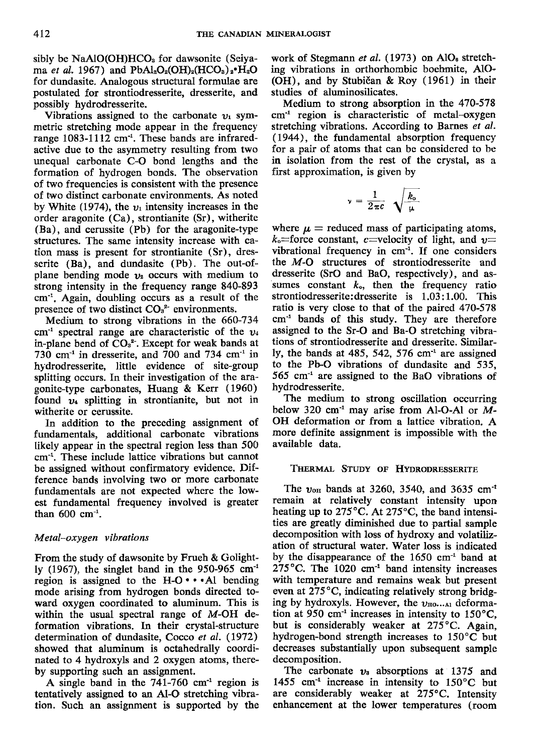sibly be $NaAlO(OH)HCO_3$ for dawsonite (Seiyama *et al.* 1967) and $PbAl_2O_2(OH)_2(HCO_3)_2 \cdot H_2O$ for dundasite. Analogous structural formulae are postulated for strontiodresserite, dresserite, and possibly hydrodresserite.

Vibrations assigned to the carbonate $\nu_1$ symmetric stretching mode appear in the frequency range 1083-1112 cm$^{-1}$. These bands are infrared-active due to the asymmetry resulting from two unequal carbonate C-O bond lengths and the formation of hydrogen bonds. The observation of two frequencies is consistent with the presence of two distinct carbonate environments. As noted by White (1974), the $\nu_1$ intensity increases in the order aragonite (Ca), strontianite (Sr), witherite (Ba), and cerussite (Pb) for the aragonite-type structures. The same intensity increase with cation mass is present for strontianite (Sr), dresserite (Ba), and dundasite (Pb). The out-of-plane bending mode $\nu_2$ occurs with medium to strong intensity in the frequency range 840-893 cm$^{-1}$. Again, doubling occurs as a result of the presence of two distinct $CO_3^{2-}$ environments.

Medium to strong vibrations in the 660-734 cm$^{-1}$ spectral range are characteristic of the $\nu_4$ in-plane bend of $CO_3^{2-}$. Except for weak bands at 730 cm$^{-1}$ in dresserite, and 700 and 734 cm$^{-1}$ in hydrodresserite, little evidence of site-group splitting occurs. In their investigation of the aragonite-type carbonates, Huang & Kerr (1960) found $\nu_4$ splitting in strontianite, but not in witherite or cerussite.

In addition to the preceding assignment of fundamentals, additional carbonate vibrations likely appear in the spectral region less than 500 cm$^{-1}$. These include lattice vibrations but cannot be assigned without confirmatory evidence. Difference bands involving two or more carbonate fundamentals are not expected where the lowest fundamental frequency involved is greater than 600 cm$^{-1}$.

### *Metal-oxygen vibrations*

From the study of dawsonite by Frueh & Golightly (1967), the singlet band in the 950-965 cm$^{-1}$ region is assigned to the H-O • • • Al bending mode arising from hydrogen bonds directed toward oxygen coordinated to aluminum. This is within the usual spectral range of *M*-OH deformation vibrations. In their crystal-structure determination of dundasite, Cocco *et al.* (1972) showed that aluminum is octahedrally coordinated to 4 hydroxyls and 2 oxygen atoms, thereby supporting such an assignment.

A single band in the 741-760 cm$^{-1}$ region is tentatively assigned to an Al-O stretching vibration. Such an assignment is supported by the work of Stegmann *et al.* (1973) on $AlO_6$ stretching vibrations in orthorhombic boehmite, AlO(OH), and by Stubičan & Roy (1961) in their studies of aluminosilicates.

Medium to strong absorption in the 470-578 cm$^{-1}$ region is characteristic of metal-oxygen stretching vibrations. According to Barnes *et al.* (1944), the fundamental absorption frequency for a pair of atoms that can be considered to be in isolation from the rest of the crystal, as a first approximation, is given by

$$\nu = \frac{1}{2\pi c}\sqrt{\frac{k_o}{\mu}}$$

where $\mu$ = reduced mass of participating atoms, $k_o$=force constant, $c$=velocity of light, and $\nu$= vibrational frequency in cm$^{-1}$. If one considers the *M*-O structures of strontiodresserite and dresserite (SrO and BaO, respectively), and assumes constant $k_o$, then the frequency ratio strontiodresserite:dresserite is 1.03:1.00. This ratio is very close to that of the paired 470-578 cm$^{-1}$ bands of this study. They are therefore assigned to the Sr-O and Ba-O stretching vibrations of strontiodresserite and dresserite. Similarly, the bands at 485, 542, 576 cm$^{-1}$ are assigned to the Pb-O vibrations of dundasite and 535, 565 cm$^{-1}$ are assigned to the BaO vibrations of hydrodresserite.

The medium to strong oscillation occurring below 320 cm$^{-1}$ may arise from Al-O-Al or *M*-OH deformation or from a lattice vibration. A more definite assignment is impossible with the available data.

## Thermal Study of Hydrodresserite

The $\nu_{OH}$ bands at 3260, 3540, and 3635 cm$^{-1}$ remain at relatively constant intensity upon heating up to 275°C. At 275°C, the band intensities are greatly diminished due to partial sample decomposition with loss of hydroxy and volatilization of structural water. Water loss is indicated by the disappearance of the 1650 cm$^{-1}$ band at 275°C. The 1020 cm$^{-1}$ band intensity increases with temperature and remains weak but present even at 275°C, indicating relatively strong bridging by hydroxyls. However, the $\nu_{HO \cdots Al}$ deformation at 950 cm$^{-1}$ increases in intensity to 150°C, but is considerably weaker at 275°C. Again, hydrogen-bond strength increases to 150°C but decreases substantially upon subsequent sample decomposition.

The carbonate $\nu_3$ absorptions at 1375 and 1455 cm$^{-1}$ increase in intensity to 150°C but are considerably weaker at 275°C. Intensity enhancement at the lower temperatures (room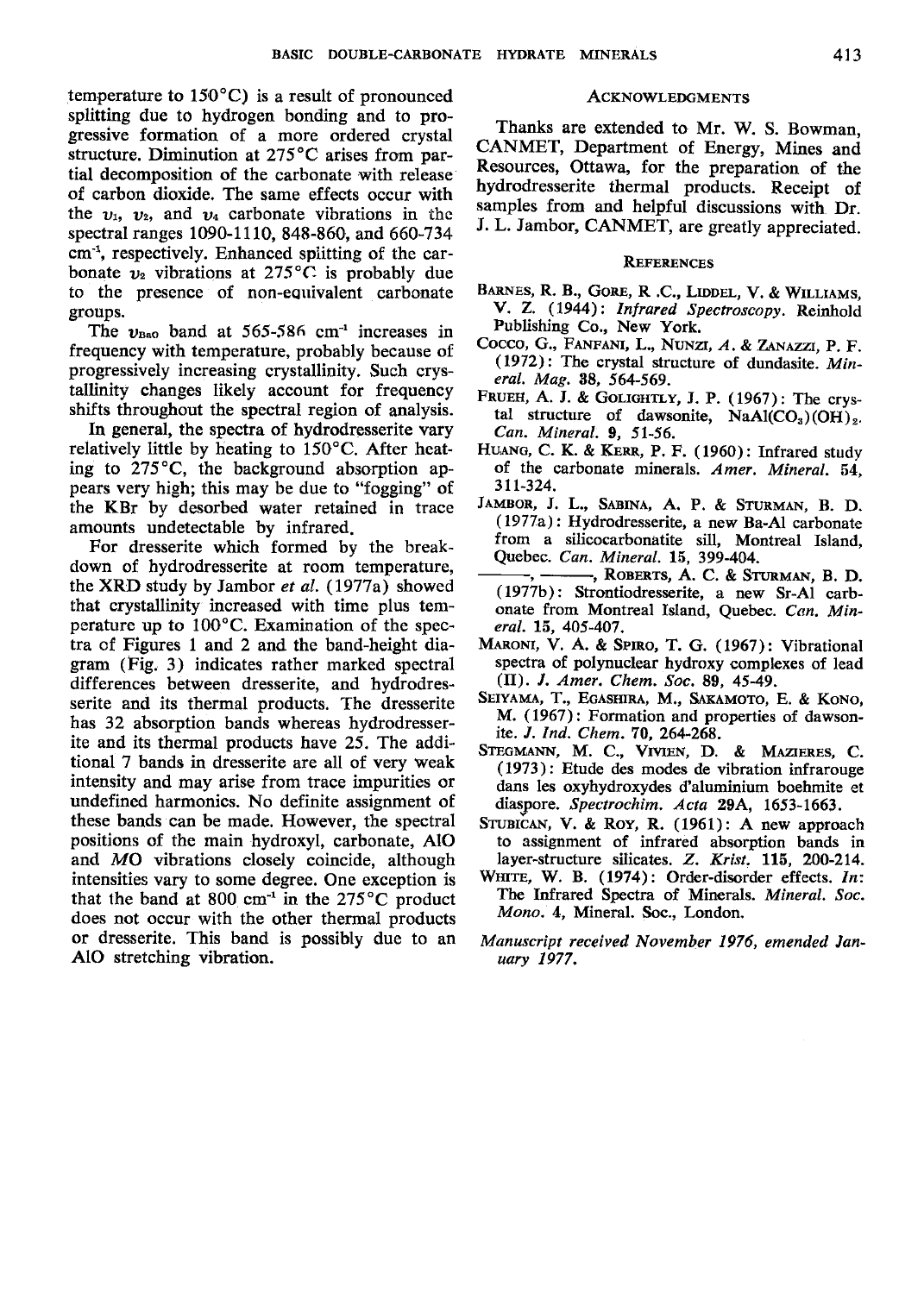temperature to 150°C) is a result of pronounced splitting due to hydrogen bonding and to progressive formation of a more ordered crystal structure. Diminution at 275°C arises from partial decomposition of the carbonate with release of carbon dioxide. The same effects occur with the $v_1$, $v_2$, and $v_4$ carbonate vibrations in the spectral ranges 1090-1110, 848-860, and 660-734 $cm^{-1}$, respectively. Enhanced splitting of the carbonate $v_2$ vibrations at 275°C is probably due to the presence of non-equivalent carbonate groups.

The $v_{BaO}$ band at 565-586 $cm^{-1}$ increases in frequency with temperature, probably because of progressively increasing crystallinity. Such crystallinity changes likely account for frequency shifts throughout the spectral region of analysis.

In general, the spectra of hydrodresserite vary relatively little by heating to 150°C. After heating to 275°C, the background absorption appears very high; this may be due to "fogging" of the KBr by desorbed water retained in trace amounts undetectable by infrared.

For dresserite which formed by the breakdown of hydrodresserite at room temperature, the XRD study by Jambor *et al.* (1977a) showed that crystallinity increased with time plus temperature up to 100°C. Examination of the spectra of Figures 1 and 2 and the band-height diagram (Fig. 3) indicates rather marked spectral differences between dresserite, and hydrodresserite and its thermal products. The dresserite has 32 absorption bands whereas hydrodresserite and its thermal products have 25. The additional 7 bands in dresserite are all of very weak intensity and may arise from trace impurities or undefined harmonics. No definite assignment of these bands can be made. However, the spectral positions of the main hydroxyl, carbonate, AlO and *M*O vibrations closely coincide, although intensities vary to some degree. One exception is that the band at 800 $cm^{-1}$ in the 275°C product does not occur with the other thermal products or dresserite. This band is possibly due to an AlO stretching vibration.

## Acknowledgments

Thanks are extended to Mr. W. S. Bowman, CANMET, Department of Energy, Mines and Resources, Ottawa, for the preparation of the hydrodresserite thermal products. Receipt of samples from and helpful discussions with Dr. J. L. Jambor, CANMET, are greatly appreciated.

## References

Barnes, R. B., Gore, R .C., Liddel, V. & Williams, V. Z. (1944): *Infrared Spectroscopy*. Reinhold Publishing Co., New York.

Cocco, G., Fanfani, L., Nunzi, A. & Zanazzi, P. F. (1972): The crystal structure of dundasite. *Mineral. Mag.* 38, 564-569.

Frueh, A. J. & Golightly, J. P. (1967): The crystal structure of dawsonite, $NaAl(CO_3)(OH)_2$. *Can. Mineral.* 9, 51-56.

Huang, C. K. & Kerr, P. F. (1960): Infrared study of the carbonate minerals. *Amer. Mineral.* 54, 311-324.

Jambor, J. L., Sabina, A. P. & Sturman, B. D. (1977a): Hydrodresserite, a new Ba-Al carbonate from a silicocarbonatite sill, Montreal Island, Quebec. *Can. Mineral.* 15, 399-404.

———, ———, Roberts, A. C. & Sturman, B. D. (1977b): Strontiodresserite, a new Sr-Al carbonate from Montreal Island, Quebec. *Can. Mineral.* 15, 405-407.

Maroni, V. A. & Spiro, T. G. (1967): Vibrational spectra of polynuclear hydroxy complexes of lead (II). *J. Amer. Chem. Soc.* 89, 45-49.

Seiyama, T., Egashira, M., Sakamoto, E. & Kono, M. (1967): Formation and properties of dawsonite. *J. Ind. Chem.* 70, 264-268.

Stegmann, M. C., Vivien, D. & Mazieres, C. (1973): Etude des modes de vibration infrarouge dans les oxyhydroxydes d'aluminium boehmite et diaspore. *Spectrochim. Acta* 29A, 1653-1663.

Stubičan, V. & Roy, R. (1961): A new approach to assignment of infrared absorption bands in layer-structure silicates. *Z. Krist.* 115, 200-214.

White, W. B. (1974): Order-disorder effects. *In*: The Infrared Spectra of Minerals. *Mineral. Soc. Mono.* 4, Mineral. Soc., London.

*Manuscript received November 1976, emended January 1977.*